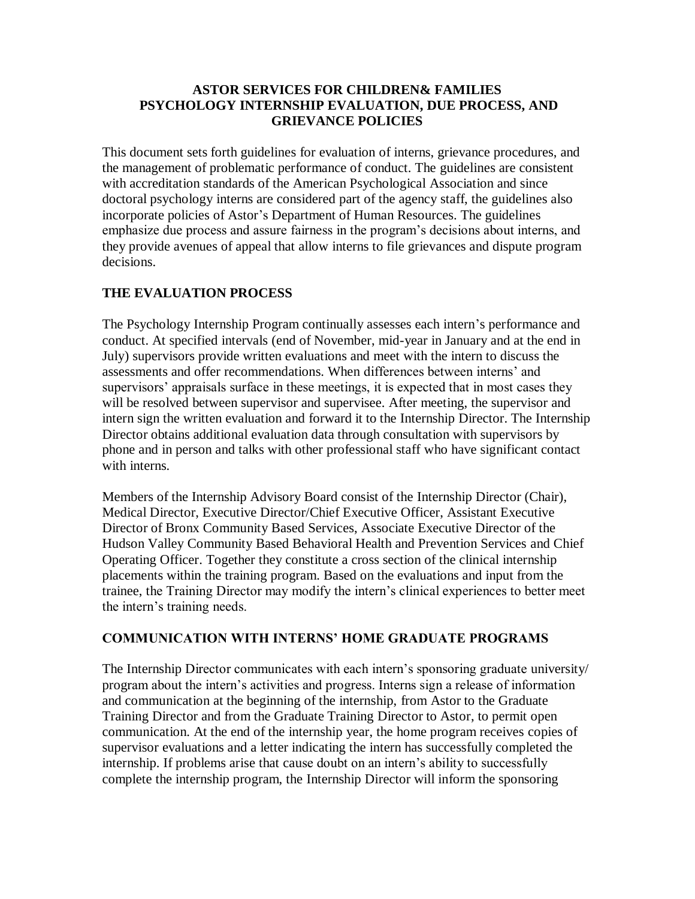# ASTOR SERVICES FOR CHILDREN& FAMILIES
# PSYCHOLOGY INTERNSHIP EVALUATION, DUE PROCESS, AND GRIEVANCE POLICIES

This document sets forth guidelines for evaluation of interns, grievance procedures, and the management of problematic performance of conduct. The guidelines are consistent with accreditation standards of the American Psychological Association and since doctoral psychology interns are considered part of the agency staff, the guidelines also incorporate policies of Astor's Department of Human Resources. The guidelines emphasize due process and assure fairness in the program's decisions about interns, and they provide avenues of appeal that allow interns to file grievances and dispute program decisions.

## THE EVALUATION PROCESS

The Psychology Internship Program continually assesses each intern's performance and conduct. At specified intervals (end of November, mid-year in January and at the end in July) supervisors provide written evaluations and meet with the intern to discuss the assessments and offer recommendations. When differences between interns' and supervisors' appraisals surface in these meetings, it is expected that in most cases they will be resolved between supervisor and supervisee. After meeting, the supervisor and intern sign the written evaluation and forward it to the Internship Director. The Internship Director obtains additional evaluation data through consultation with supervisors by phone and in person and talks with other professional staff who have significant contact with interns.

Members of the Internship Advisory Board consist of the Internship Director (Chair), Medical Director, Executive Director/Chief Executive Officer, Assistant Executive Director of Bronx Community Based Services, Associate Executive Director of the Hudson Valley Community Based Behavioral Health and Prevention Services and Chief Operating Officer. Together they constitute a cross section of the clinical internship placements within the training program. Based on the evaluations and input from the trainee, the Training Director may modify the intern's clinical experiences to better meet the intern's training needs.

## COMMUNICATION WITH INTERNS' HOME GRADUATE PROGRAMS

The Internship Director communicates with each intern's sponsoring graduate university/ program about the intern's activities and progress. Interns sign a release of information and communication at the beginning of the internship, from Astor to the Graduate Training Director and from the Graduate Training Director to Astor, to permit open communication. At the end of the internship year, the home program receives copies of supervisor evaluations and a letter indicating the intern has successfully completed the internship. If problems arise that cause doubt on an intern's ability to successfully complete the internship program, the Internship Director will inform the sponsoring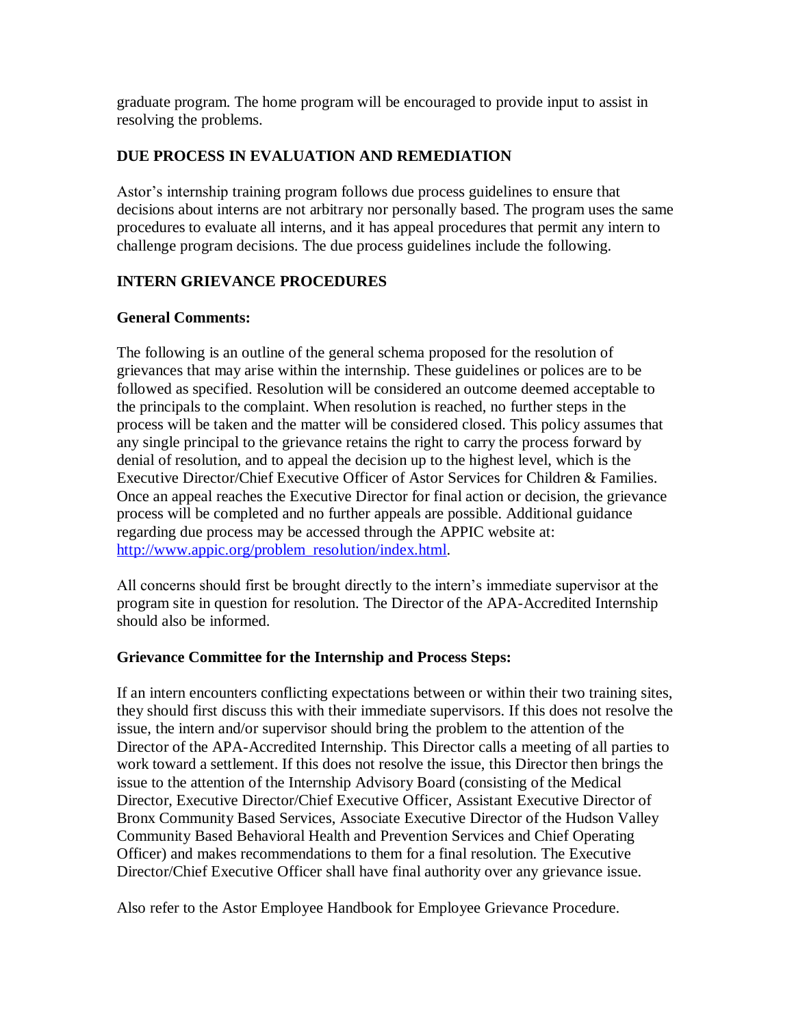graduate program. The home program will be encouraged to provide input to assist in resolving the problems.

## DUE PROCESS IN EVALUATION AND REMEDIATION

Astor's internship training program follows due process guidelines to ensure that decisions about interns are not arbitrary nor personally based. The program uses the same procedures to evaluate all interns, and it has appeal procedures that permit any intern to challenge program decisions. The due process guidelines include the following.

## INTERN GRIEVANCE PROCEDURES

### General Comments:

The following is an outline of the general schema proposed for the resolution of grievances that may arise within the internship. These guidelines or polices are to be followed as specified. Resolution will be considered an outcome deemed acceptable to the principals to the complaint. When resolution is reached, no further steps in the process will be taken and the matter will be considered closed. This policy assumes that any single principal to the grievance retains the right to carry the process forward by denial of resolution, and to appeal the decision up to the highest level, which is the Executive Director/Chief Executive Officer of Astor Services for Children & Families. Once an appeal reaches the Executive Director for final action or decision, the grievance process will be completed and no further appeals are possible. Additional guidance regarding due process may be accessed through the APPIC website at: http://www.appic.org/problem_resolution/index.html.

All concerns should first be brought directly to the intern's immediate supervisor at the program site in question for resolution. The Director of the APA-Accredited Internship should also be informed.

### Grievance Committee for the Internship and Process Steps:

If an intern encounters conflicting expectations between or within their two training sites, they should first discuss this with their immediate supervisors. If this does not resolve the issue, the intern and/or supervisor should bring the problem to the attention of the Director of the APA-Accredited Internship. This Director calls a meeting of all parties to work toward a settlement. If this does not resolve the issue, this Director then brings the issue to the attention of the Internship Advisory Board (consisting of the Medical Director, Executive Director/Chief Executive Officer, Assistant Executive Director of Bronx Community Based Services, Associate Executive Director of the Hudson Valley Community Based Behavioral Health and Prevention Services and Chief Operating Officer) and makes recommendations to them for a final resolution. The Executive Director/Chief Executive Officer shall have final authority over any grievance issue.

Also refer to the Astor Employee Handbook for Employee Grievance Procedure.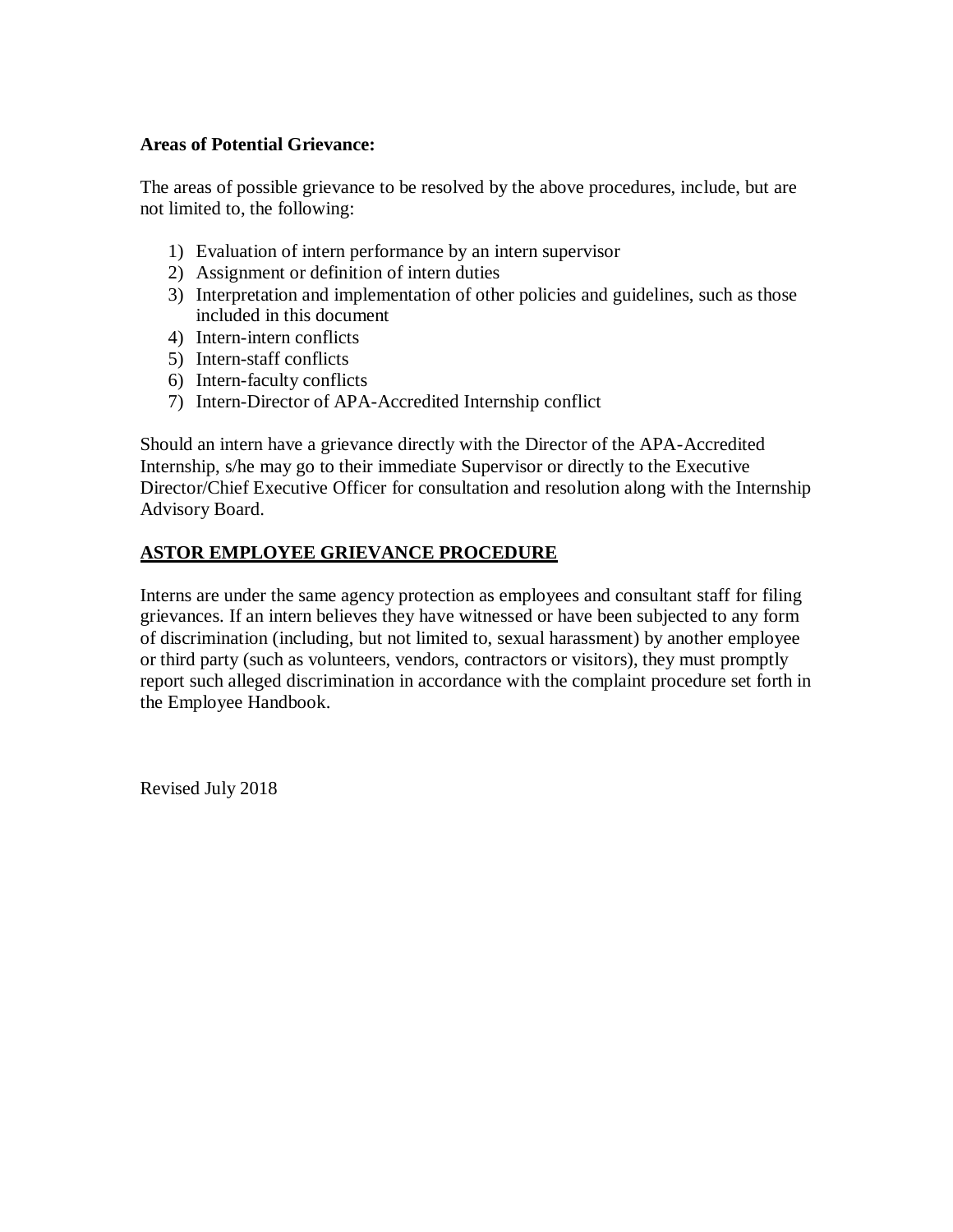**Areas of Potential Grievance:**

The areas of possible grievance to be resolved by the above procedures, include, but are not limited to, the following:

1) Evaluation of intern performance by an intern supervisor
2) Assignment or definition of intern duties
3) Interpretation and implementation of other policies and guidelines, such as those included in this document
4) Intern-intern conflicts
5) Intern-staff conflicts
6) Intern-faculty conflicts
7) Intern-Director of APA-Accredited Internship conflict

Should an intern have a grievance directly with the Director of the APA-Accredited Internship, s/he may go to their immediate Supervisor or directly to the Executive Director/Chief Executive Officer for consultation and resolution along with the Internship Advisory Board.

## ASTOR EMPLOYEE GRIEVANCE PROCEDURE

Interns are under the same agency protection as employees and consultant staff for filing grievances. If an intern believes they have witnessed or have been subjected to any form of discrimination (including, but not limited to, sexual harassment) by another employee or third party (such as volunteers, vendors, contractors or visitors), they must promptly report such alleged discrimination in accordance with the complaint procedure set forth in the Employee Handbook.

Revised July 2018